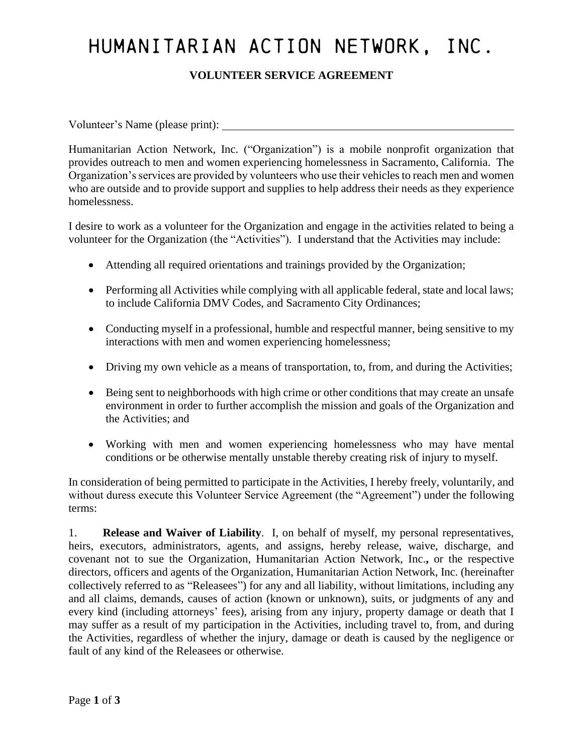# HUMANITARIAN ACTION NETWORK, INC.

## VOLUNTEER SERVICE AGREEMENT

Volunteer's Name (please print): ______________________________________________

Humanitarian Action Network, Inc. ("Organization") is a mobile nonprofit organization that provides outreach to men and women experiencing homelessness in Sacramento, California. The Organization's services are provided by volunteers who use their vehicles to reach men and women who are outside and to provide support and supplies to help address their needs as they experience homelessness.

I desire to work as a volunteer for the Organization and engage in the activities related to being a volunteer for the Organization (the "Activities"). I understand that the Activities may include:

- Attending all required orientations and trainings provided by the Organization;
- Performing all Activities while complying with all applicable federal, state and local laws; to include California DMV Codes, and Sacramento City Ordinances;
- Conducting myself in a professional, humble and respectful manner, being sensitive to my interactions with men and women experiencing homelessness;
- Driving my own vehicle as a means of transportation, to, from, and during the Activities;
- Being sent to neighborhoods with high crime or other conditions that may create an unsafe environment in order to further accomplish the mission and goals of the Organization and the Activities; and
- Working with men and women experiencing homelessness who may have mental conditions or be otherwise mentally unstable thereby creating risk of injury to myself.

In consideration of being permitted to participate in the Activities, I hereby freely, voluntarily, and without duress execute this Volunteer Service Agreement (the "Agreement") under the following terms:

1. **Release and Waiver of Liability**. I, on behalf of myself, my personal representatives, heirs, executors, administrators, agents, and assigns, hereby release, waive, discharge, and covenant not to sue the Organization, Humanitarian Action Network, Inc.**,** or the respective directors, officers and agents of the Organization, Humanitarian Action Network, Inc. (hereinafter collectively referred to as "Releasees") for any and all liability, without limitations, including any and all claims, demands, causes of action (known or unknown), suits, or judgments of any and every kind (including attorneys' fees), arising from any injury, property damage or death that I may suffer as a result of my participation in the Activities, including travel to, from, and during the Activities, regardless of whether the injury, damage or death is caused by the negligence or fault of any kind of the Releasees or otherwise.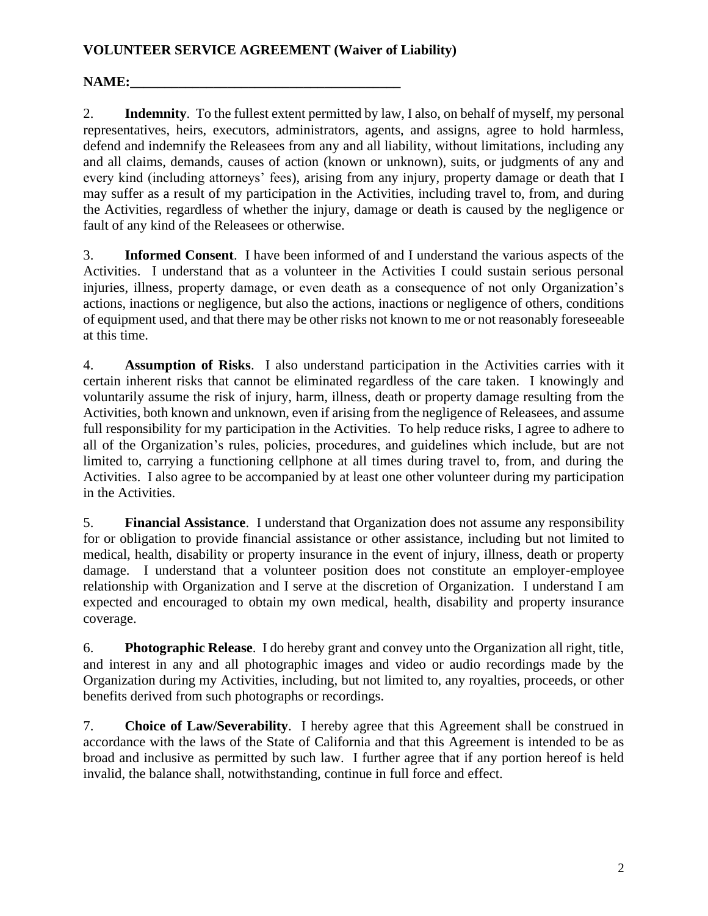**VOLUNTEER SERVICE AGREEMENT (Waiver of Liability)**

**NAME:_______________________________________**

2. **Indemnity**. To the fullest extent permitted by law, I also, on behalf of myself, my personal representatives, heirs, executors, administrators, agents, and assigns, agree to hold harmless, defend and indemnify the Releasees from any and all liability, without limitations, including any and all claims, demands, causes of action (known or unknown), suits, or judgments of any and every kind (including attorneys' fees), arising from any injury, property damage or death that I may suffer as a result of my participation in the Activities, including travel to, from, and during the Activities, regardless of whether the injury, damage or death is caused by the negligence or fault of any kind of the Releasees or otherwise.

3. **Informed Consent**. I have been informed of and I understand the various aspects of the Activities. I understand that as a volunteer in the Activities I could sustain serious personal injuries, illness, property damage, or even death as a consequence of not only Organization's actions, inactions or negligence, but also the actions, inactions or negligence of others, conditions of equipment used, and that there may be other risks not known to me or not reasonably foreseeable at this time.

4. **Assumption of Risks**. I also understand participation in the Activities carries with it certain inherent risks that cannot be eliminated regardless of the care taken. I knowingly and voluntarily assume the risk of injury, harm, illness, death or property damage resulting from the Activities, both known and unknown, even if arising from the negligence of Releasees, and assume full responsibility for my participation in the Activities. To help reduce risks, I agree to adhere to all of the Organization's rules, policies, procedures, and guidelines which include, but are not limited to, carrying a functioning cellphone at all times during travel to, from, and during the Activities. I also agree to be accompanied by at least one other volunteer during my participation in the Activities.

5. **Financial Assistance**. I understand that Organization does not assume any responsibility for or obligation to provide financial assistance or other assistance, including but not limited to medical, health, disability or property insurance in the event of injury, illness, death or property damage. I understand that a volunteer position does not constitute an employer-employee relationship with Organization and I serve at the discretion of Organization. I understand I am expected and encouraged to obtain my own medical, health, disability and property insurance coverage.

6. **Photographic Release**. I do hereby grant and convey unto the Organization all right, title, and interest in any and all photographic images and video or audio recordings made by the Organization during my Activities, including, but not limited to, any royalties, proceeds, or other benefits derived from such photographs or recordings.

7. **Choice of Law/Severability**. I hereby agree that this Agreement shall be construed in accordance with the laws of the State of California and that this Agreement is intended to be as broad and inclusive as permitted by such law. I further agree that if any portion hereof is held invalid, the balance shall, notwithstanding, continue in full force and effect.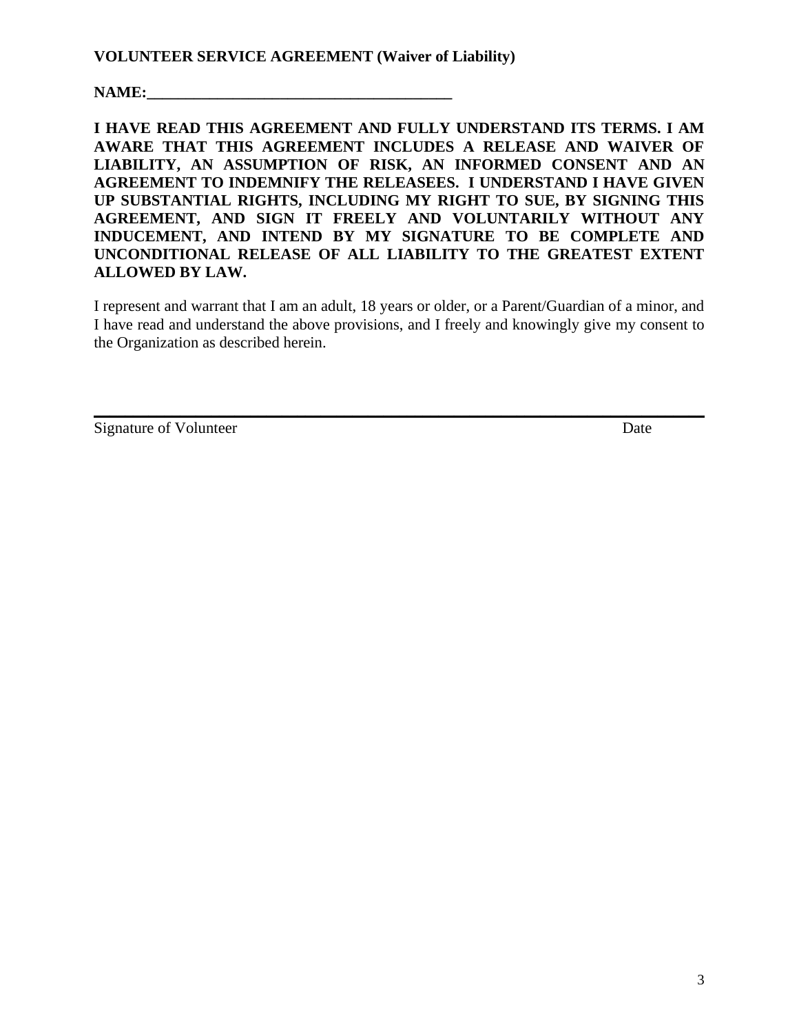**VOLUNTEER SERVICE AGREEMENT (Waiver of Liability)**

**NAME:\_\_\_\_\_\_\_\_\_\_\_\_\_\_\_\_\_\_\_\_\_\_\_\_\_\_\_\_\_\_\_\_\_\_\_\_\_\_\_\_**

**I HAVE READ THIS AGREEMENT AND FULLY UNDERSTAND ITS TERMS. I AM AWARE THAT THIS AGREEMENT INCLUDES A RELEASE AND WAIVER OF LIABILITY, AN ASSUMPTION OF RISK, AN INFORMED CONSENT AND AN AGREEMENT TO INDEMNIFY THE RELEASEES. I UNDERSTAND I HAVE GIVEN UP SUBSTANTIAL RIGHTS, INCLUDING MY RIGHT TO SUE, BY SIGNING THIS AGREEMENT, AND SIGN IT FREELY AND VOLUNTARILY WITHOUT ANY INDUCEMENT, AND INTEND BY MY SIGNATURE TO BE COMPLETE AND UNCONDITIONAL RELEASE OF ALL LIABILITY TO THE GREATEST EXTENT ALLOWED BY LAW.**

I represent and warrant that I am an adult, 18 years or older, or a Parent/Guardian of a minor, and I have read and understand the above provisions, and I freely and knowingly give my consent to the Organization as described herein.

\_\_\_\_\_\_\_\_\_\_\_\_\_\_\_\_\_\_\_\_\_\_\_\_\_\_\_\_\_\_\_\_\_\_\_\_\_\_\_\_\_\_\_\_\_\_\_\_\_\_\_\_\_\_\_\_\_\_\_\_\_\_\_\_\_\_\_\_\_\_

Signature of Volunteer Date